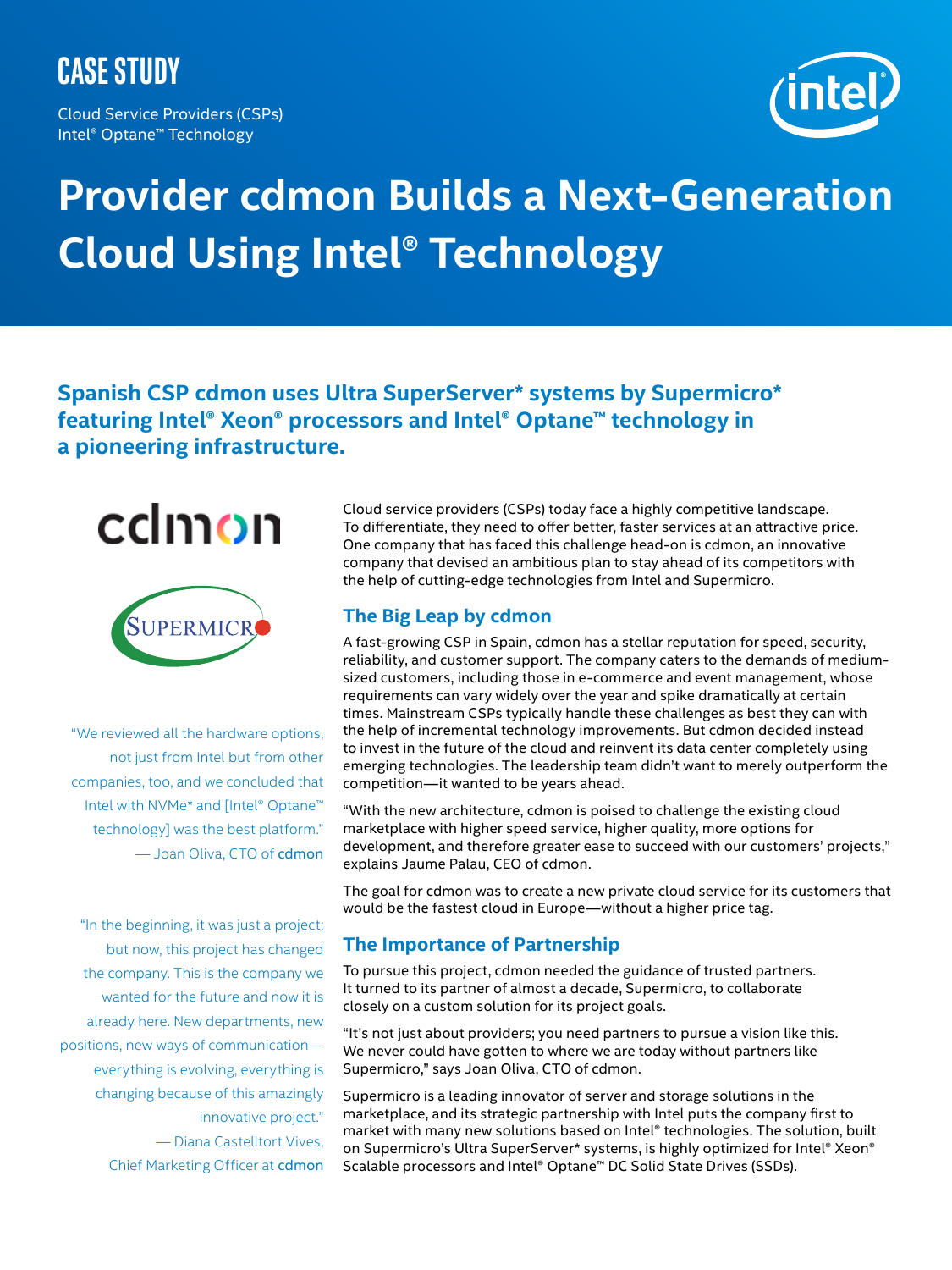CASE STUDY

Cloud Service Providers (CSPs)
Intel® Optane™ Technology

# Provider cdmon Builds a Next-Generation Cloud Using Intel® Technology

## Spanish CSP cdmon uses Ultra SuperServer* systems by Supermicro* featuring Intel® Xeon® processors and Intel® Optane™ technology in a pioneering infrastructure.

"We reviewed all the hardware options, not just from Intel but from other companies, too, and we concluded that Intel with NVMe* and [Intel® Optane™ technology] was the best platform."
— Joan Oliva, CTO of cdmon

"In the beginning, it was just a project; but now, this project has changed the company. This is the company we wanted for the future and now it is already here. New departments, new positions, new ways of communication—everything is evolving, everything is changing because of this amazingly innovative project."
— Diana Castelltort Vives, Chief Marketing Officer at cdmon

Cloud service providers (CSPs) today face a highly competitive landscape. To differentiate, they need to offer better, faster services at an attractive price. One company that has faced this challenge head-on is cdmon, an innovative company that devised an ambitious plan to stay ahead of its competitors with the help of cutting-edge technologies from Intel and Supermicro.

### The Big Leap by cdmon

A fast-growing CSP in Spain, cdmon has a stellar reputation for speed, security, reliability, and customer support. The company caters to the demands of medium-sized customers, including those in e-commerce and event management, whose requirements can vary widely over the year and spike dramatically at certain times. Mainstream CSPs typically handle these challenges as best they can with the help of incremental technology improvements. But cdmon decided instead to invest in the future of the cloud and reinvent its data center completely using emerging technologies. The leadership team didn't want to merely outperform the competition—it wanted to be years ahead.

"With the new architecture, cdmon is poised to challenge the existing cloud marketplace with higher speed service, higher quality, more options for development, and therefore greater ease to succeed with our customers' projects," explains Jaume Palau, CEO of cdmon.

The goal for cdmon was to create a new private cloud service for its customers that would be the fastest cloud in Europe—without a higher price tag.

### The Importance of Partnership

To pursue this project, cdmon needed the guidance of trusted partners. It turned to its partner of almost a decade, Supermicro, to collaborate closely on a custom solution for its project goals.

"It's not just about providers; you need partners to pursue a vision like this. We never could have gotten to where we are today without partners like Supermicro," says Joan Oliva, CTO of cdmon.

Supermicro is a leading innovator of server and storage solutions in the marketplace, and its strategic partnership with Intel puts the company first to market with many new solutions based on Intel® technologies. The solution, built on Supermicro's Ultra SuperServer* systems, is highly optimized for Intel® Xeon® Scalable processors and Intel® Optane™ DC Solid State Drives (SSDs).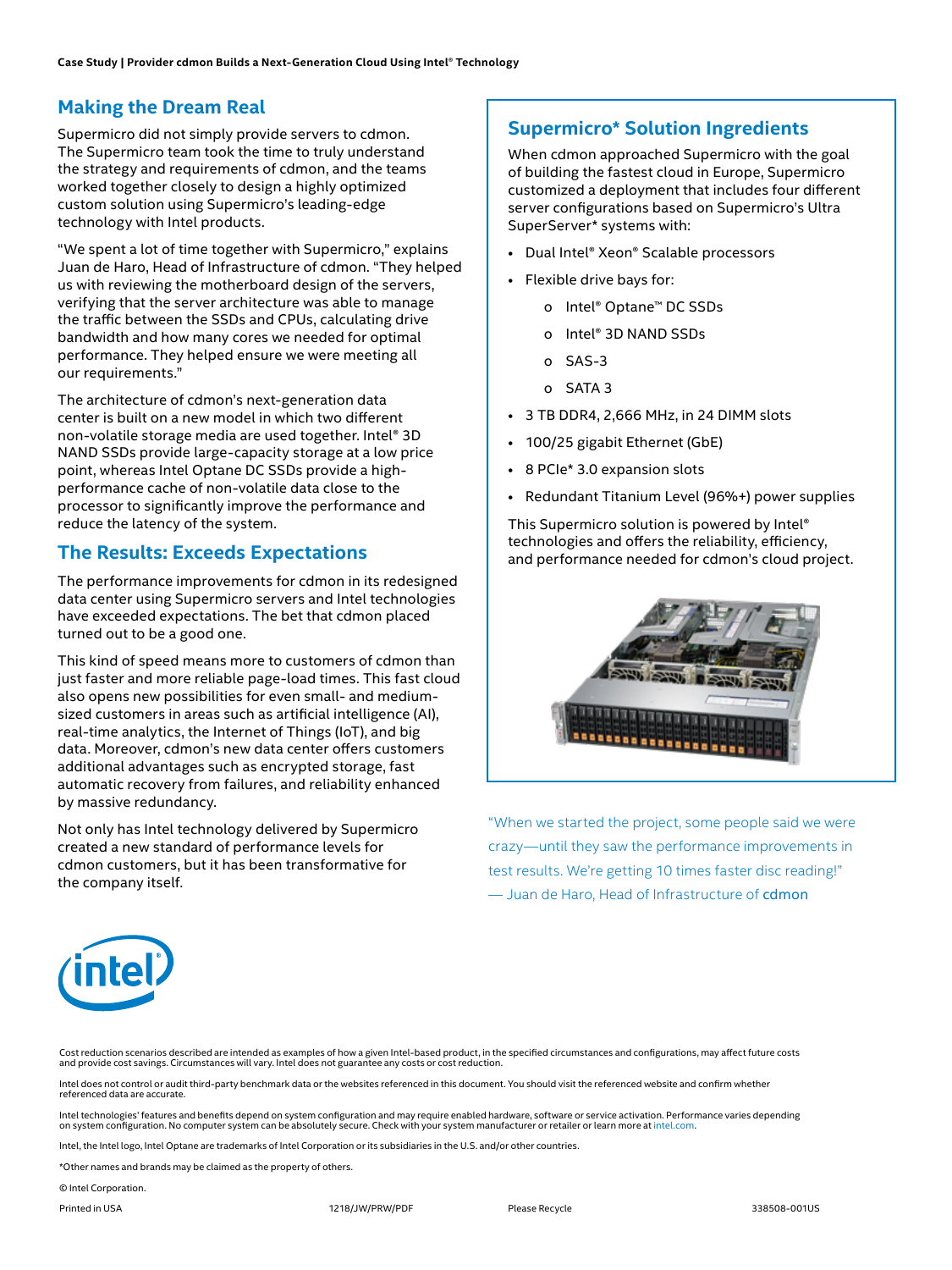## Making the Dream Real

Supermicro did not simply provide servers to cdmon. The Supermicro team took the time to truly understand the strategy and requirements of cdmon, and the teams worked together closely to design a highly optimized custom solution using Supermicro's leading-edge technology with Intel products.

"We spent a lot of time together with Supermicro," explains Juan de Haro, Head of Infrastructure of cdmon. "They helped us with reviewing the motherboard design of the servers, verifying that the server architecture was able to manage the traffic between the SSDs and CPUs, calculating drive bandwidth and how many cores we needed for optimal performance. They helped ensure we were meeting all our requirements."

The architecture of cdmon's next-generation data center is built on a new model in which two different non-volatile storage media are used together. Intel® 3D NAND SSDs provide large-capacity storage at a low price point, whereas Intel Optane DC SSDs provide a high-performance cache of non-volatile data close to the processor to significantly improve the performance and reduce the latency of the system.

## The Results: Exceeds Expectations

The performance improvements for cdmon in its redesigned data center using Supermicro servers and Intel technologies have exceeded expectations. The bet that cdmon placed turned out to be a good one.

This kind of speed means more to customers of cdmon than just faster and more reliable page-load times. This fast cloud also opens new possibilities for even small- and medium-sized customers in areas such as artificial intelligence (AI), real-time analytics, the Internet of Things (IoT), and big data. Moreover, cdmon's new data center offers customers additional advantages such as encrypted storage, fast automatic recovery from failures, and reliability enhanced by massive redundancy.

Not only has Intel technology delivered by Supermicro created a new standard of performance levels for cdmon customers, but it has been transformative for the company itself.

## Supermicro* Solution Ingredients

When cdmon approached Supermicro with the goal of building the fastest cloud in Europe, Supermicro customized a deployment that includes four different server configurations based on Supermicro's Ultra SuperServer* systems with:

- Dual Intel® Xeon® Scalable processors
- Flexible drive bays for:
  - Intel® Optane™ DC SSDs
  - Intel® 3D NAND SSDs
  - SAS-3
  - SATA 3
- 3 TB DDR4, 2,666 MHz, in 24 DIMM slots
- 100/25 gigabit Ethernet (GbE)
- 8 PCIe* 3.0 expansion slots
- Redundant Titanium Level (96%+) power supplies

This Supermicro solution is powered by Intel® technologies and offers the reliability, efficiency, and performance needed for cdmon's cloud project.

"When we started the project, some people said we were crazy—until they saw the performance improvements in test results. We're getting 10 times faster disc reading!"
— Juan de Haro, Head of Infrastructure of cdmon

Cost reduction scenarios described are intended as examples of how a given Intel-based product, in the specified circumstances and configurations, may affect future costs and provide cost savings. Circumstances will vary. Intel does not guarantee any costs or cost reduction.

Intel does not control or audit third-party benchmark data or the websites referenced in this document. You should visit the referenced website and confirm whether referenced data are accurate.

Intel technologies' features and benefits depend on system configuration and may require enabled hardware, software or service activation. Performance varies depending on system configuration. No computer system can be absolutely secure. Check with your system manufacturer or retailer or learn more at intel.com.

Intel, the Intel logo, Intel Optane are trademarks of Intel Corporation or its subsidiaries in the U.S. and/or other countries.

*Other names and brands may be claimed as the property of others.

© Intel Corporation.

Printed in USA 1218/JW/PRW/PDF Please Recycle 338508-001US